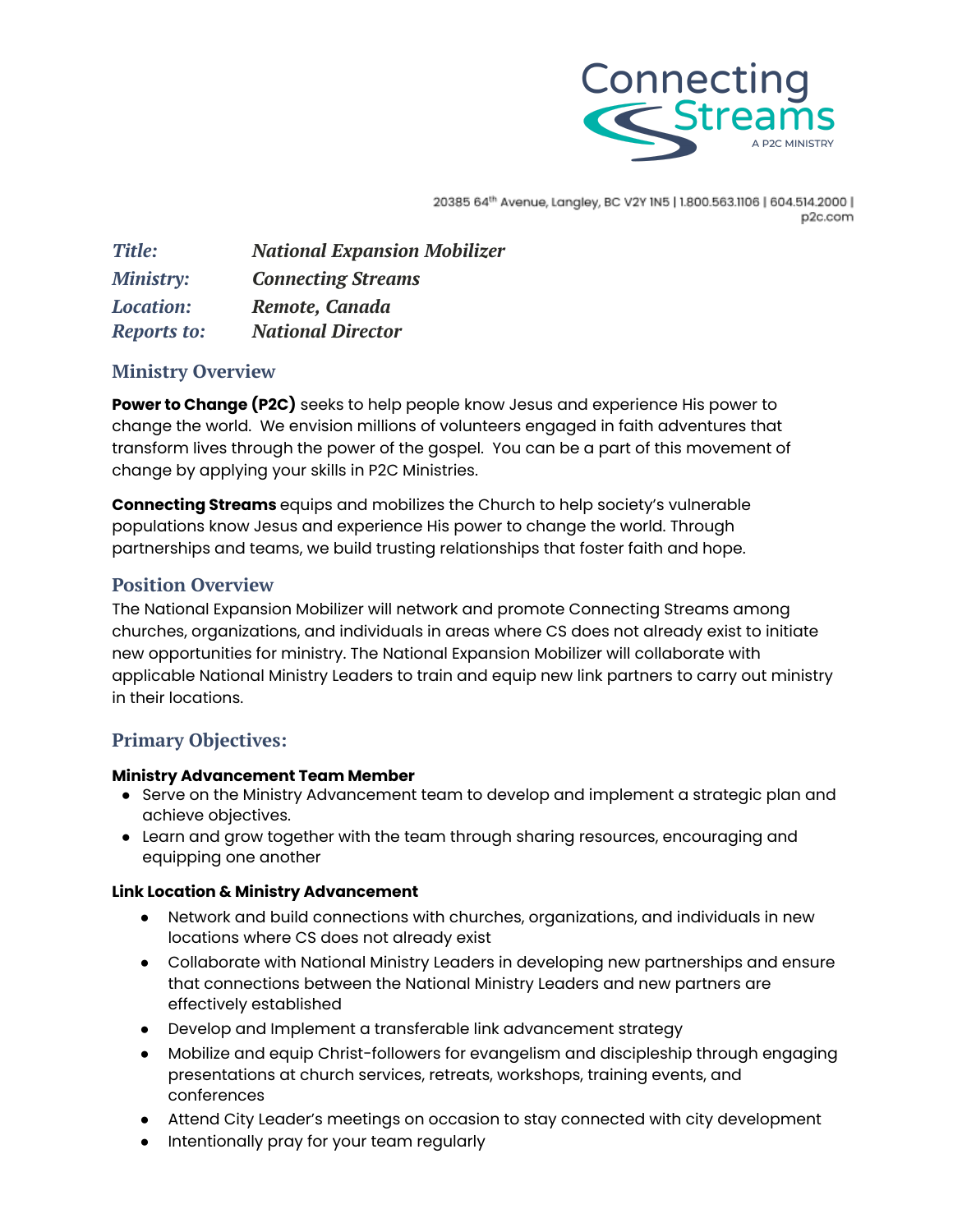Connecting Streams
A P2C MINISTRY

20385 64th Avenue, Langley, BC V2Y 1N5 | 1.800.563.1106 | 604.514.2000 | p2c.com

***Title:*** ***National Expansion Mobilizer***
***Ministry:*** ***Connecting Streams***
***Location:*** ***Remote, Canada***
***Reports to:*** ***National Director***

## Ministry Overview

**Power to Change (P2C)** seeks to help people know Jesus and experience His power to change the world. We envision millions of volunteers engaged in faith adventures that transform lives through the power of the gospel. You can be a part of this movement of change by applying your skills in P2C Ministries.

**Connecting Streams** equips and mobilizes the Church to help society's vulnerable populations know Jesus and experience His power to change the world. Through partnerships and teams, we build trusting relationships that foster faith and hope.

## Position Overview

The National Expansion Mobilizer will network and promote Connecting Streams among churches, organizations, and individuals in areas where CS does not already exist to initiate new opportunities for ministry. The National Expansion Mobilizer will collaborate with applicable National Ministry Leaders to train and equip new link partners to carry out ministry in their locations.

## Primary Objectives:

**Ministry Advancement Team Member**

- Serve on the Ministry Advancement team to develop and implement a strategic plan and achieve objectives.
- Learn and grow together with the team through sharing resources, encouraging and equipping one another

**Link Location & Ministry Advancement**

- Network and build connections with churches, organizations, and individuals in new locations where CS does not already exist
- Collaborate with National Ministry Leaders in developing new partnerships and ensure that connections between the National Ministry Leaders and new partners are effectively established
- Develop and Implement a transferable link advancement strategy
- Mobilize and equip Christ-followers for evangelism and discipleship through engaging presentations at church services, retreats, workshops, training events, and conferences
- Attend City Leader's meetings on occasion to stay connected with city development
- Intentionally pray for your team regularly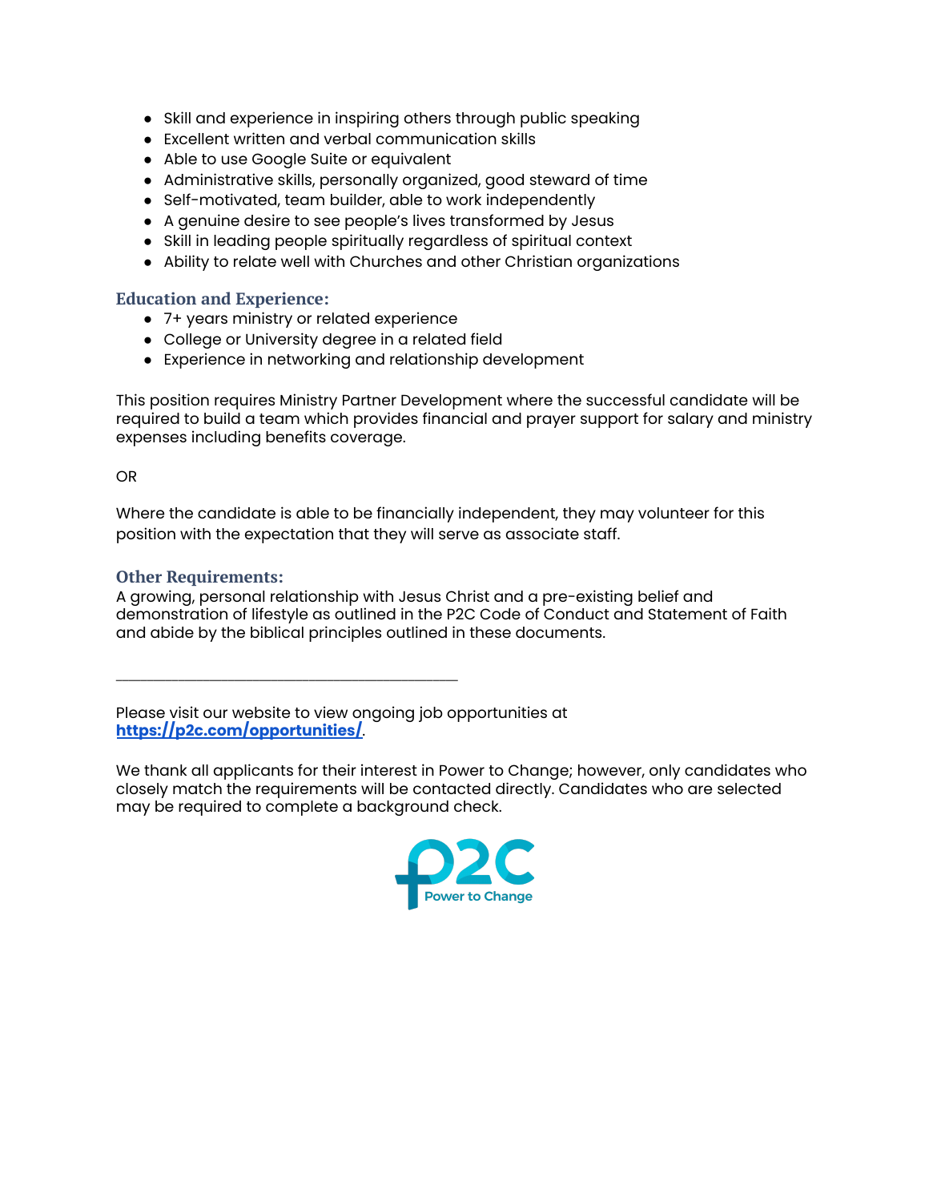- Skill and experience in inspiring others through public speaking
- Excellent written and verbal communication skills
- Able to use Google Suite or equivalent
- Administrative skills, personally organized, good steward of time
- Self-motivated, team builder, able to work independently
- A genuine desire to see people's lives transformed by Jesus
- Skill in leading people spiritually regardless of spiritual context
- Ability to relate well with Churches and other Christian organizations

### Education and Experience:

- 7+ years ministry or related experience
- College or University degree in a related field
- Experience in networking and relationship development

This position requires Ministry Partner Development where the successful candidate will be required to build a team which provides financial and prayer support for salary and ministry expenses including benefits coverage.

OR

Where the candidate is able to be financially independent, they may volunteer for this position with the expectation that they will serve as associate staff.

### Other Requirements:

A growing, personal relationship with Jesus Christ and a pre-existing belief and demonstration of lifestyle as outlined in the P2C Code of Conduct and Statement of Faith and abide by the biblical principles outlined in these documents.

---

Please visit our website to view ongoing job opportunities at **[https://p2c.com/opportunities/](https://p2c.com/opportunities/)**.

We thank all applicants for their interest in Power to Change; however, only candidates who closely match the requirements will be contacted directly. Candidates who are selected may be required to complete a background check.

P2C Power to Change